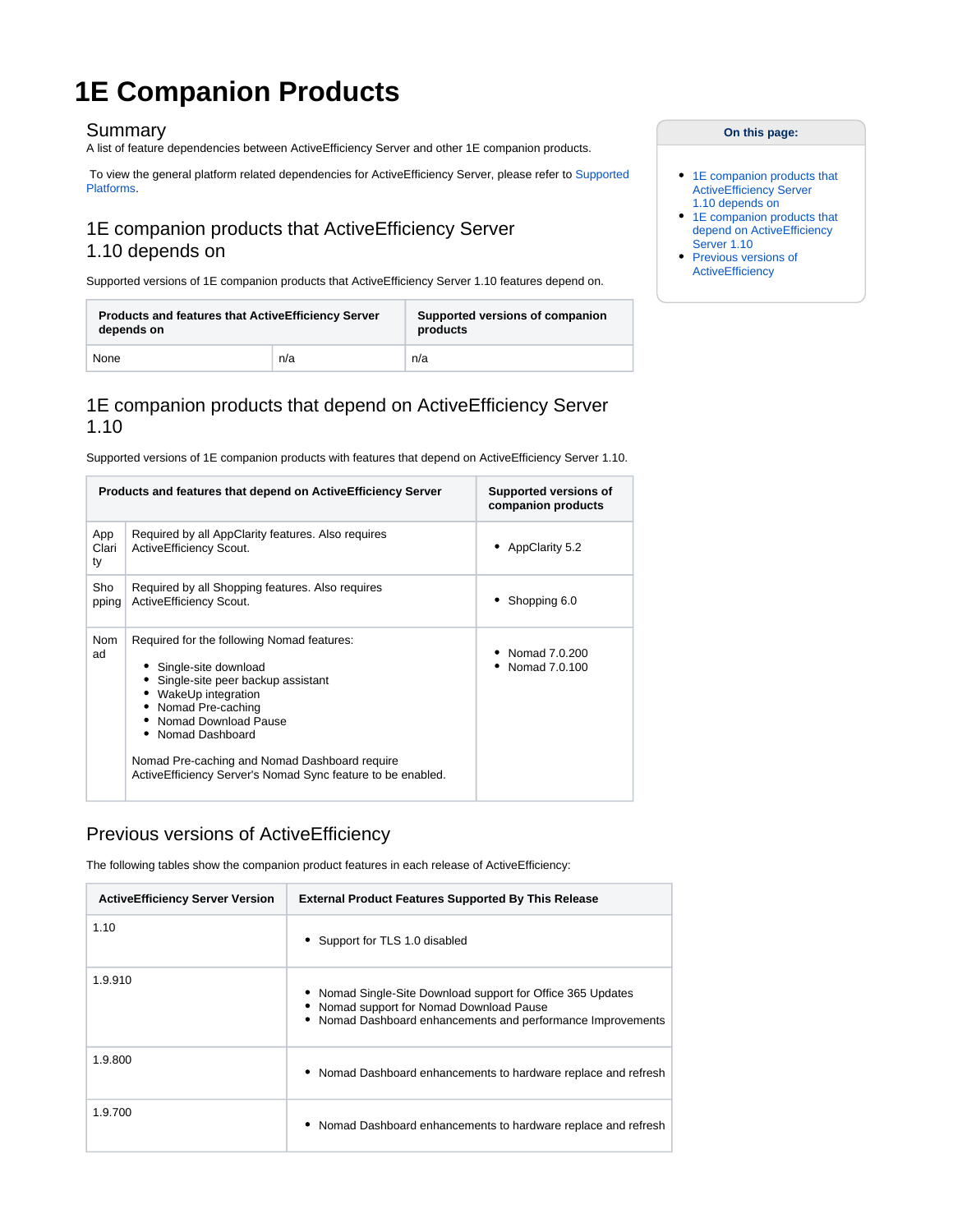# 1E Companion Products

## Summary

A list of feature dependencies between ActiveEfficiency Server and other 1E companion products.

To view the general platform related dependencies for ActiveEfficiency Server, please refer to Supported Platforms.

**On this page:**

- 1E companion products that ActiveEfficiency Server 1.10 depends on
- 1E companion products that depend on ActiveEfficiency Server 1.10
- Previous versions of ActiveEfficiency

## 1E companion products that ActiveEfficiency Server 1.10 depends on

Supported versions of 1E companion products that ActiveEfficiency Server 1.10 features depend on.

| Products and features that ActiveEfficiency Server depends on | | Supported versions of companion products |
|---|---|---|
| None | n/a | n/a |

## 1E companion products that depend on ActiveEfficiency Server 1.10

Supported versions of 1E companion products with features that depend on ActiveEfficiency Server 1.10.

| Products and features that depend on ActiveEfficiency Server | | Supported versions of companion products |
|---|---|---|
| AppClarity | Required by all AppClarity features. Also requires ActiveEfficiency Scout. | • AppClarity 5.2 |
| Shopping | Required by all Shopping features. Also requires ActiveEfficiency Scout. | • Shopping 6.0 |
| Nomad | Required for the following Nomad features:<br>• Single-site download<br>• Single-site peer backup assistant<br>• WakeUp integration<br>• Nomad Pre-caching<br>• Nomad Download Pause<br>• Nomad Dashboard<br><br>Nomad Pre-caching and Nomad Dashboard require ActiveEfficiency Server's Nomad Sync feature to be enabled. | • Nomad 7.0.200<br>• Nomad 7.0.100 |

## Previous versions of ActiveEfficiency

The following tables show the companion product features in each release of ActiveEfficiency:

| ActiveEfficiency Server Version | External Product Features Supported By This Release |
|---|---|
| 1.10 | • Support for TLS 1.0 disabled |
| 1.9.910 | • Nomad Single-Site Download support for Office 365 Updates<br>• Nomad support for Nomad Download Pause<br>• Nomad Dashboard enhancements and performance Improvements |
| 1.9.800 | • Nomad Dashboard enhancements to hardware replace and refresh |
| 1.9.700 | • Nomad Dashboard enhancements to hardware replace and refresh |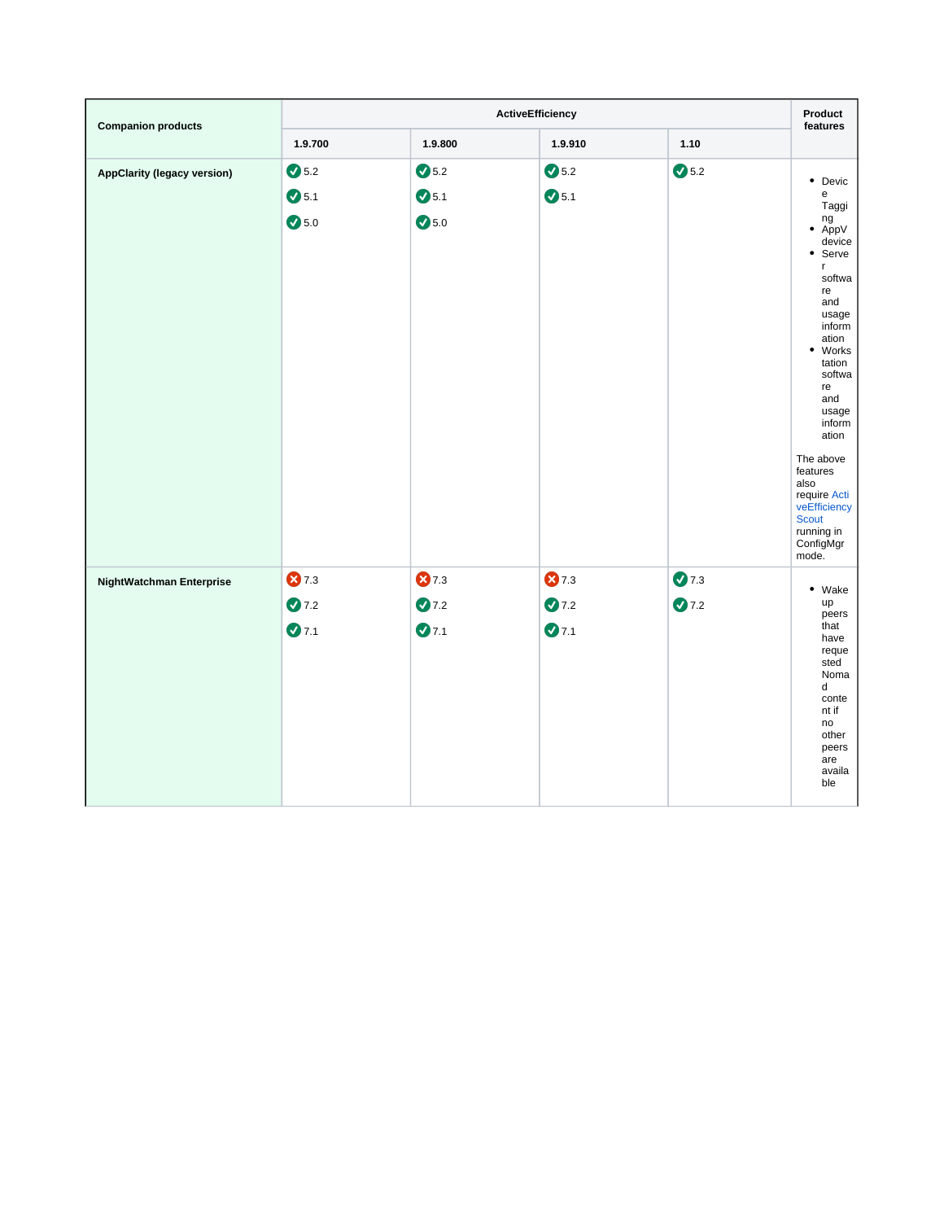| Companion products | ActiveEfficiency | | | | Product features |
|---|---|---|---|---|---|
| | 1.9.700 | 1.9.800 | 1.9.910 | 1.10 | |
| **AppClarity (legacy version)** | ✅ 5.2<br>✅ 5.1<br>✅ 5.0 | ✅ 5.2<br>✅ 5.1<br>✅ 5.0 | ✅ 5.2<br>✅ 5.1 | ✅ 5.2 | • Device Tagging<br>• AppV device<br>• Server software and usage information<br>• Workstation software and usage information<br><br>The above features also require ActiveEfficiency Scout running in ConfigMgr mode. |
| **NightWatchman Enterprise** | ❌ 7.3<br>✅ 7.2<br>✅ 7.1 | ❌ 7.3<br>✅ 7.2<br>✅ 7.1 | ❌ 7.3<br>✅ 7.2<br>✅ 7.1 | ✅ 7.3<br>✅ 7.2 | • Wake up peers that have requested Nomad content if no other peers are available |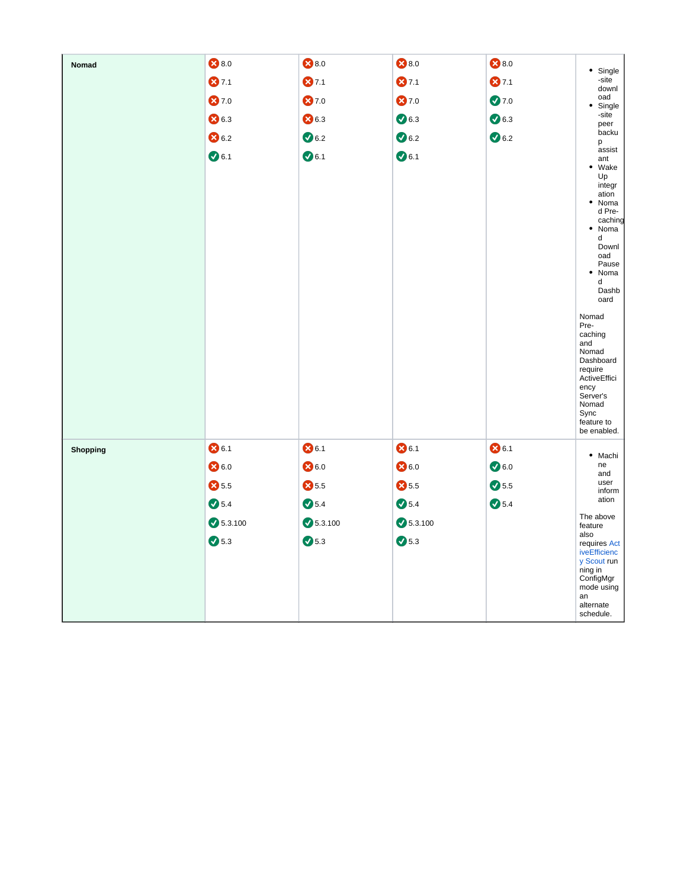| | | | | | |
|---|---|---|---|---|---|
| **Nomad** | ❌ 8.0<br>❌ 7.1<br>❌ 7.0<br>❌ 6.3<br>❌ 6.2<br>✅ 6.1 | ❌ 8.0<br>❌ 7.1<br>❌ 7.0<br>❌ 6.3<br>✅ 6.2<br>✅ 6.1 | ❌ 8.0<br>❌ 7.1<br>❌ 7.0<br>✅ 6.3<br>✅ 6.2<br>✅ 6.1 | ❌ 8.0<br>❌ 7.1<br>✅ 7.0<br>✅ 6.3<br>✅ 6.2 | • Single-site download<br>• Single-site peer backup assistant<br>• Wake Up integration<br>• Nomad Pre-caching<br>• Nomad Download Pause<br>• Nomad Dashboard<br><br>Nomad Pre-caching and Nomad Dashboard require ActiveEfficiency Server's Nomad Sync feature to be enabled. |
| **Shopping** | ❌ 6.1<br>❌ 6.0<br>❌ 5.5<br>✅ 5.4<br>✅ 5.3.100<br>✅ 5.3 | ❌ 6.1<br>❌ 6.0<br>❌ 5.5<br>✅ 5.4<br>✅ 5.3.100<br>✅ 5.3 | ❌ 6.1<br>❌ 6.0<br>❌ 5.5<br>✅ 5.4<br>✅ 5.3.100<br>✅ 5.3 | ❌ 6.1<br>✅ 6.0<br>✅ 5.5<br>✅ 5.4 | • Machine and user information<br><br>The above feature also requires ActiveEfficiency Scout running in ConfigMgr mode using an alternate schedule. |